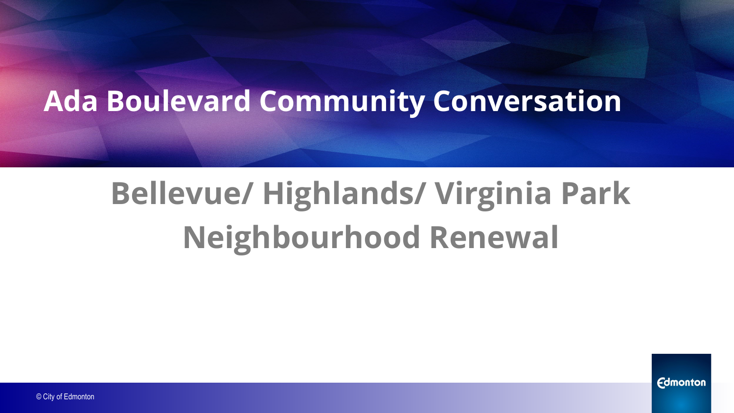# Ada Boulevard Community Conversation

## Bellevue/ Highlands/ Virginia Park Neighbourhood Renewal

© City of Edmonton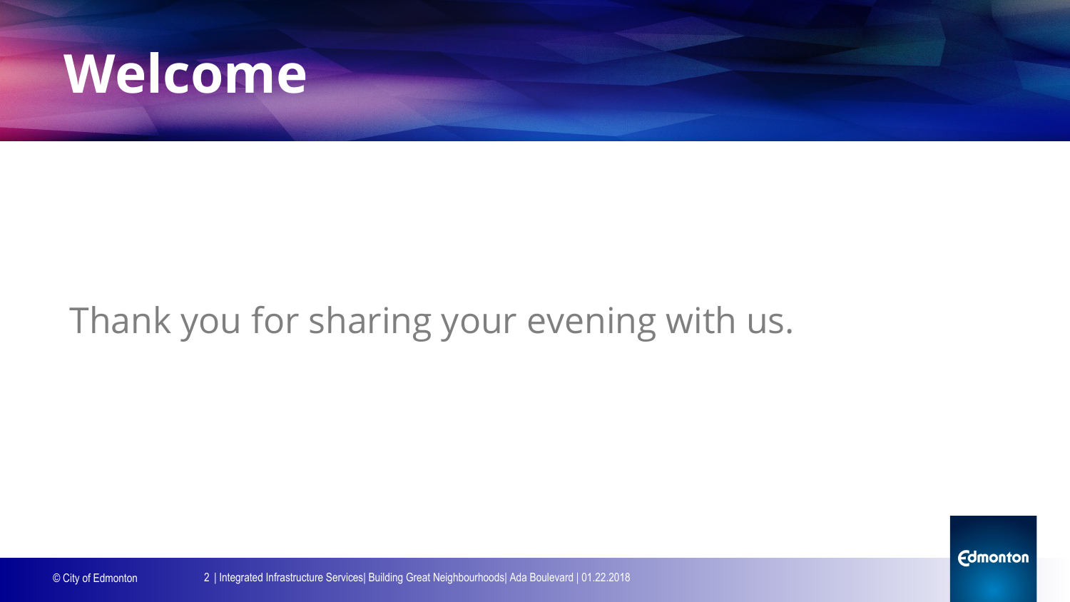# Welcome

Thank you for sharing your evening with us.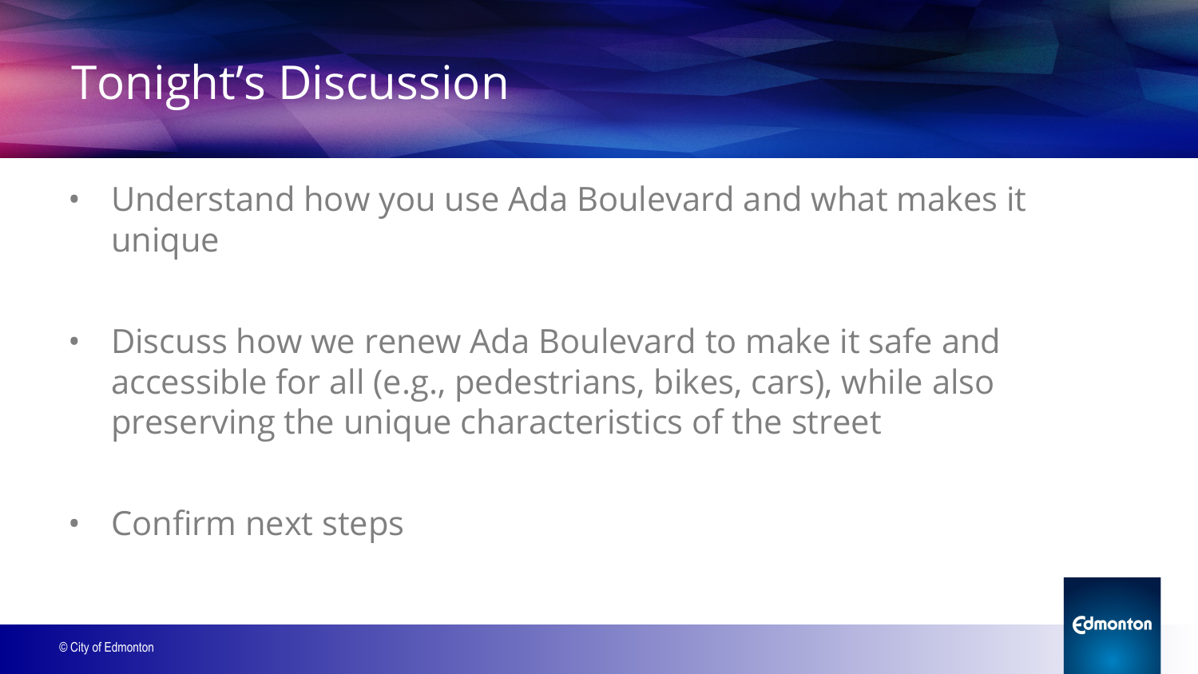# Tonight's Discussion

- Understand how you use Ada Boulevard and what makes it unique
- Discuss how we renew Ada Boulevard to make it safe and accessible for all (e.g., pedestrians, bikes, cars), while also preserving the unique characteristics of the street
- Confirm next steps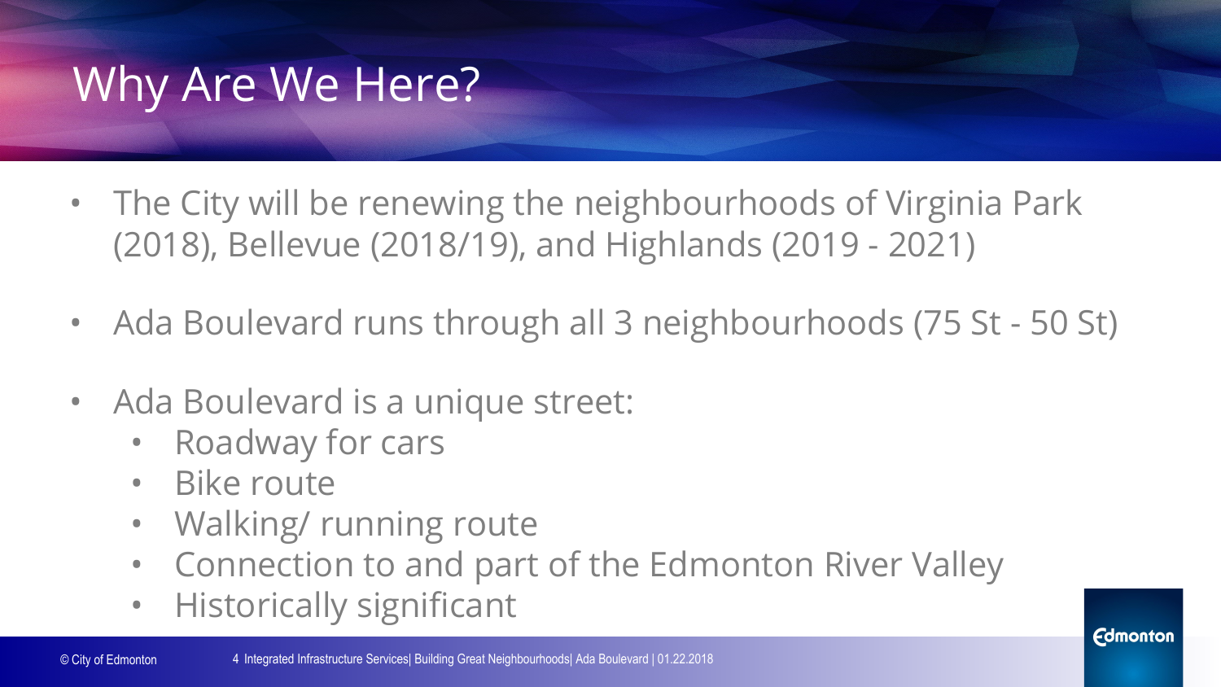# Why Are We Here?

- The City will be renewing the neighbourhoods of Virginia Park (2018), Bellevue (2018/19), and Highlands (2019 - 2021)
- Ada Boulevard runs through all 3 neighbourhoods (75 St - 50 St)
- Ada Boulevard is a unique street:
  - Roadway for cars
  - Bike route
  - Walking/ running route
  - Connection to and part of the Edmonton River Valley
  - Historically significant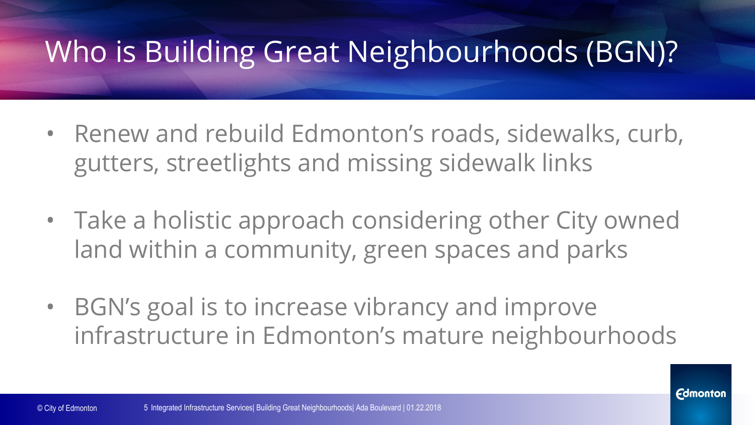# Who is Building Great Neighbourhoods (BGN)?

- Renew and rebuild Edmonton's roads, sidewalks, curb, gutters, streetlights and missing sidewalk links
- Take a holistic approach considering other City owned land within a community, green spaces and parks
- BGN's goal is to increase vibrancy and improve infrastructure in Edmonton's mature neighbourhoods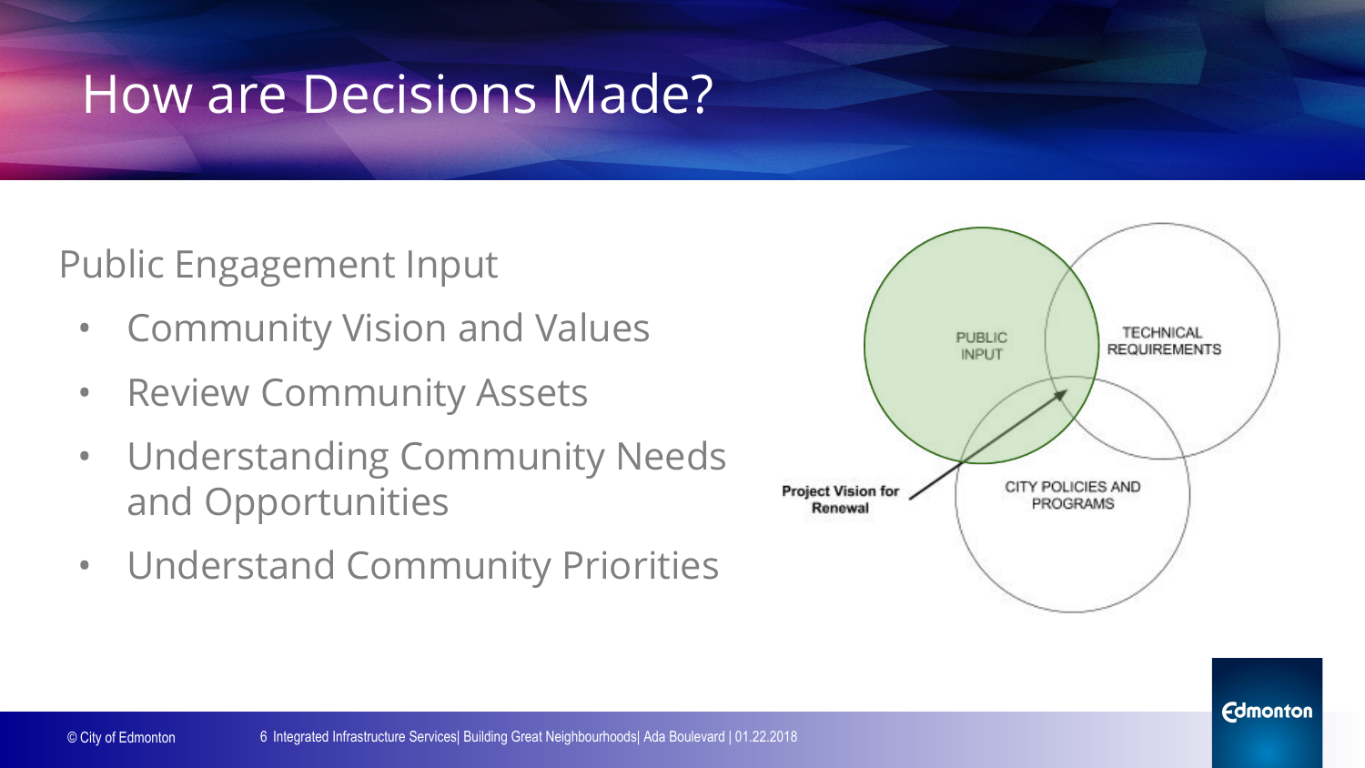# How are Decisions Made?

Public Engagement Input

- Community Vision and Values
- Review Community Assets
- Understanding Community Needs and Opportunities
- Understand Community Priorities

PUBLIC INPUT

TECHNICAL REQUIREMENTS

CITY POLICIES AND PROGRAMS

**Project Vision for Renewal**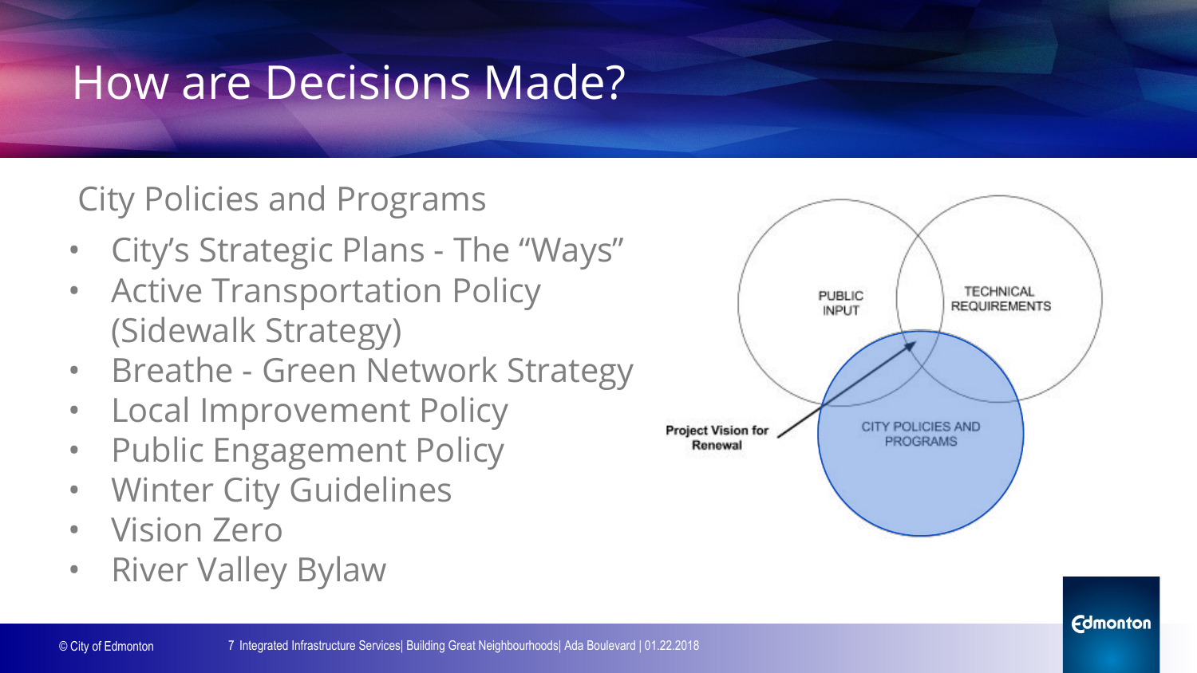# How are Decisions Made?

City Policies and Programs

- City's Strategic Plans - The "Ways"
- Active Transportation Policy (Sidewalk Strategy)
- Breathe - Green Network Strategy
- Local Improvement Policy
- Public Engagement Policy
- Winter City Guidelines
- Vision Zero
- River Valley Bylaw

PUBLIC INPUT

TECHNICAL REQUIREMENTS

CITY POLICIES AND PROGRAMS

**Project Vision for Renewal**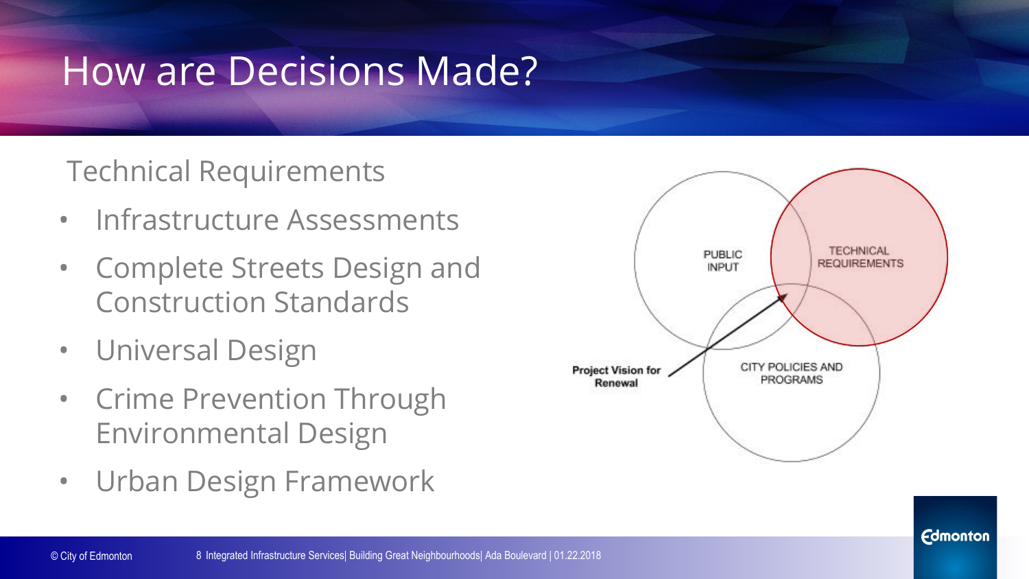# How are Decisions Made?

Technical Requirements

- Infrastructure Assessments
- Complete Streets Design and Construction Standards
- Universal Design
- Crime Prevention Through Environmental Design
- Urban Design Framework

PUBLIC INPUT

TECHNICAL REQUIREMENTS

CITY POLICIES AND PROGRAMS

**Project Vision for Renewal**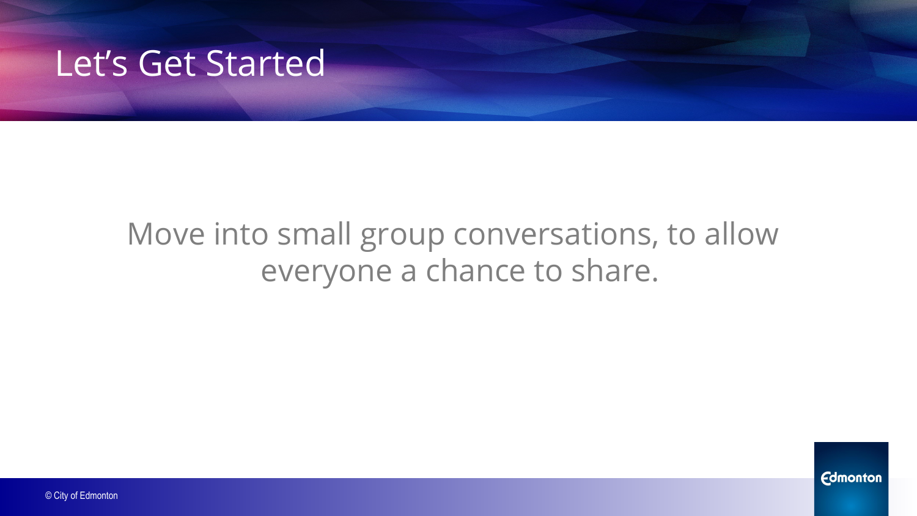# Let's Get Started

Move into small group conversations, to allow everyone a chance to share.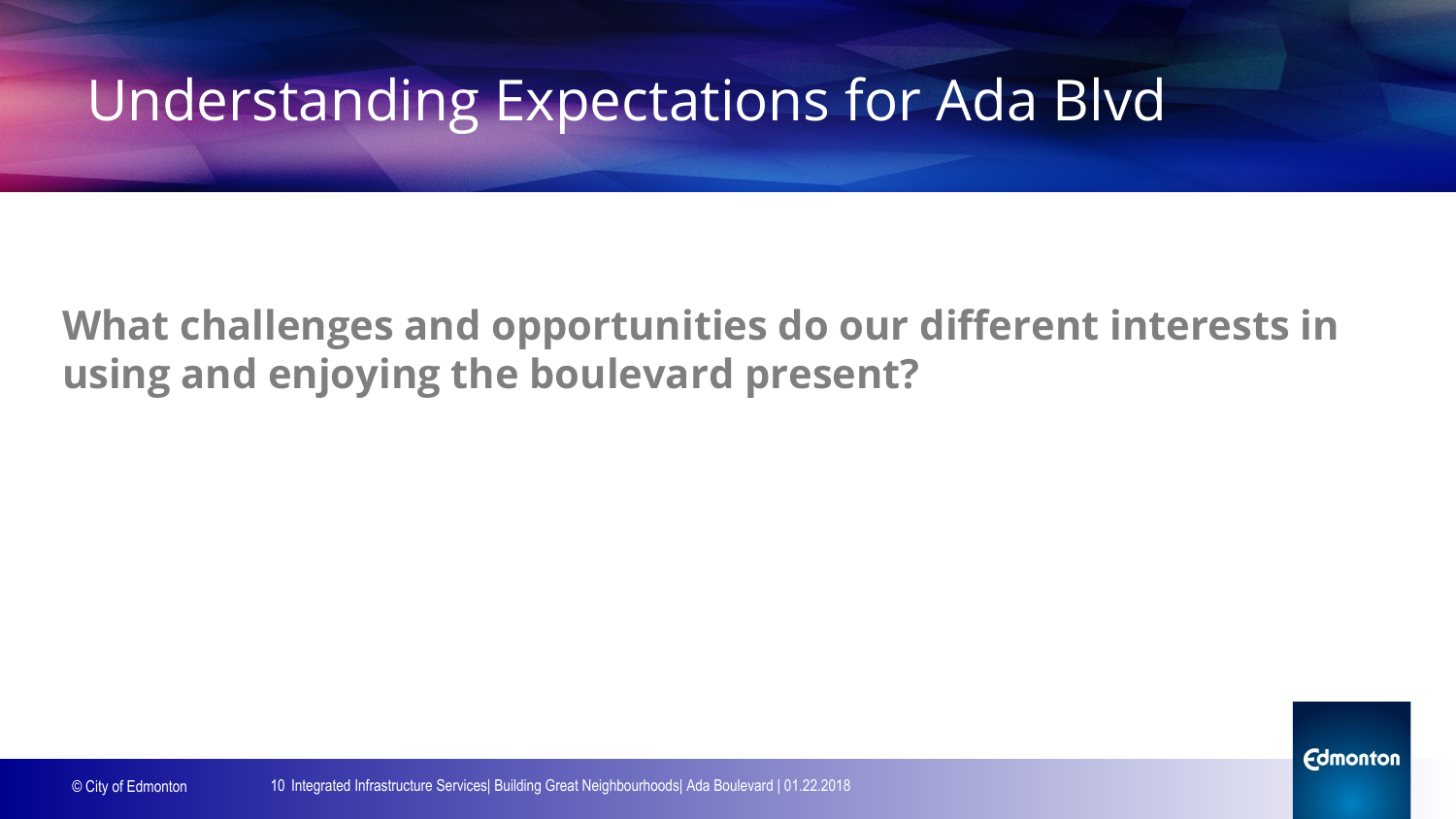# Understanding Expectations for Ada Blvd

**What challenges and opportunities do our different interests in using and enjoying the boulevard present?**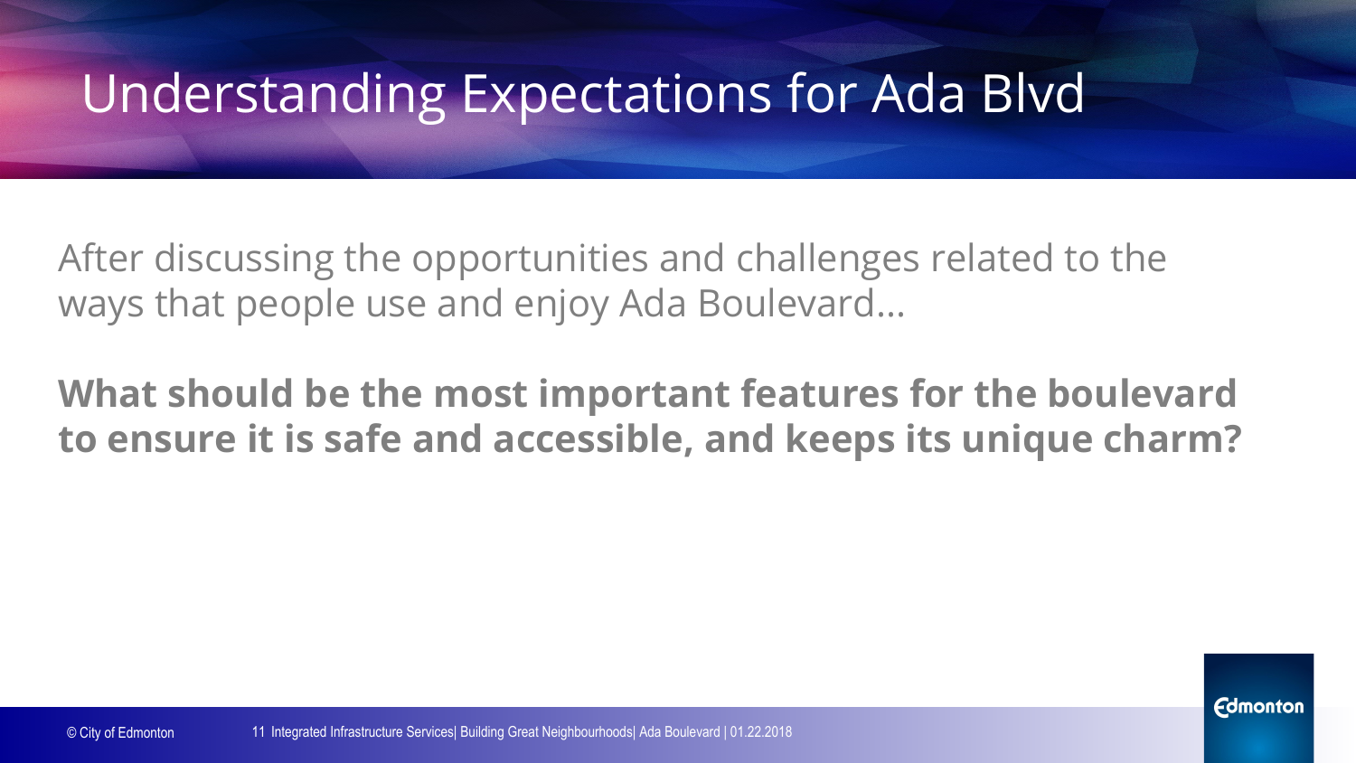# Understanding Expectations for Ada Blvd

After discussing the opportunities and challenges related to the ways that people use and enjoy Ada Boulevard...

**What should be the most important features for the boulevard to ensure it is safe and accessible, and keeps its unique charm?**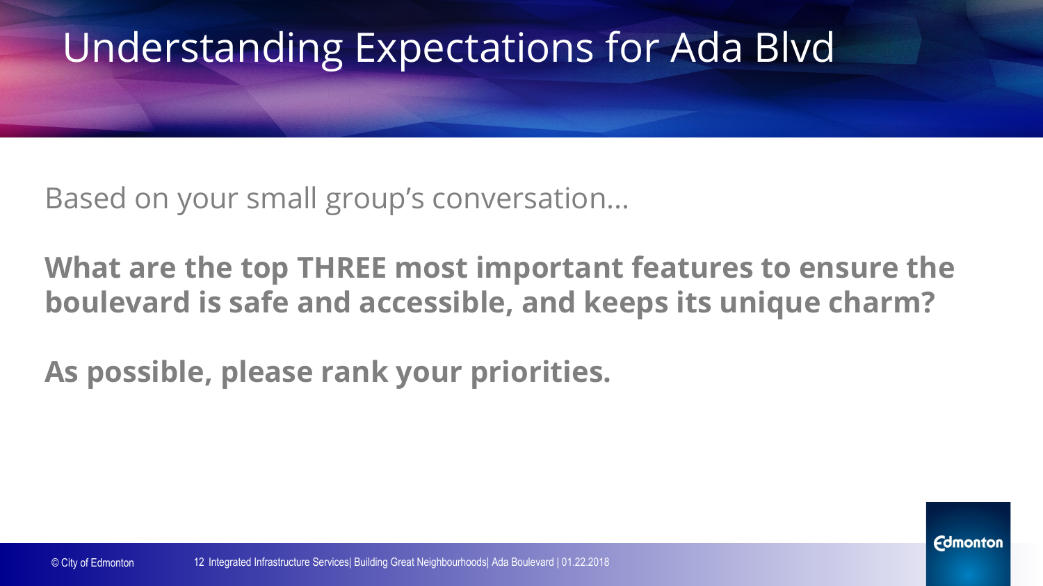# Understanding Expectations for Ada Blvd

Based on your small group's conversation...

**What are the top THREE most important features to ensure the boulevard is safe and accessible, and keeps its unique charm?**

**As possible, please rank your priorities.**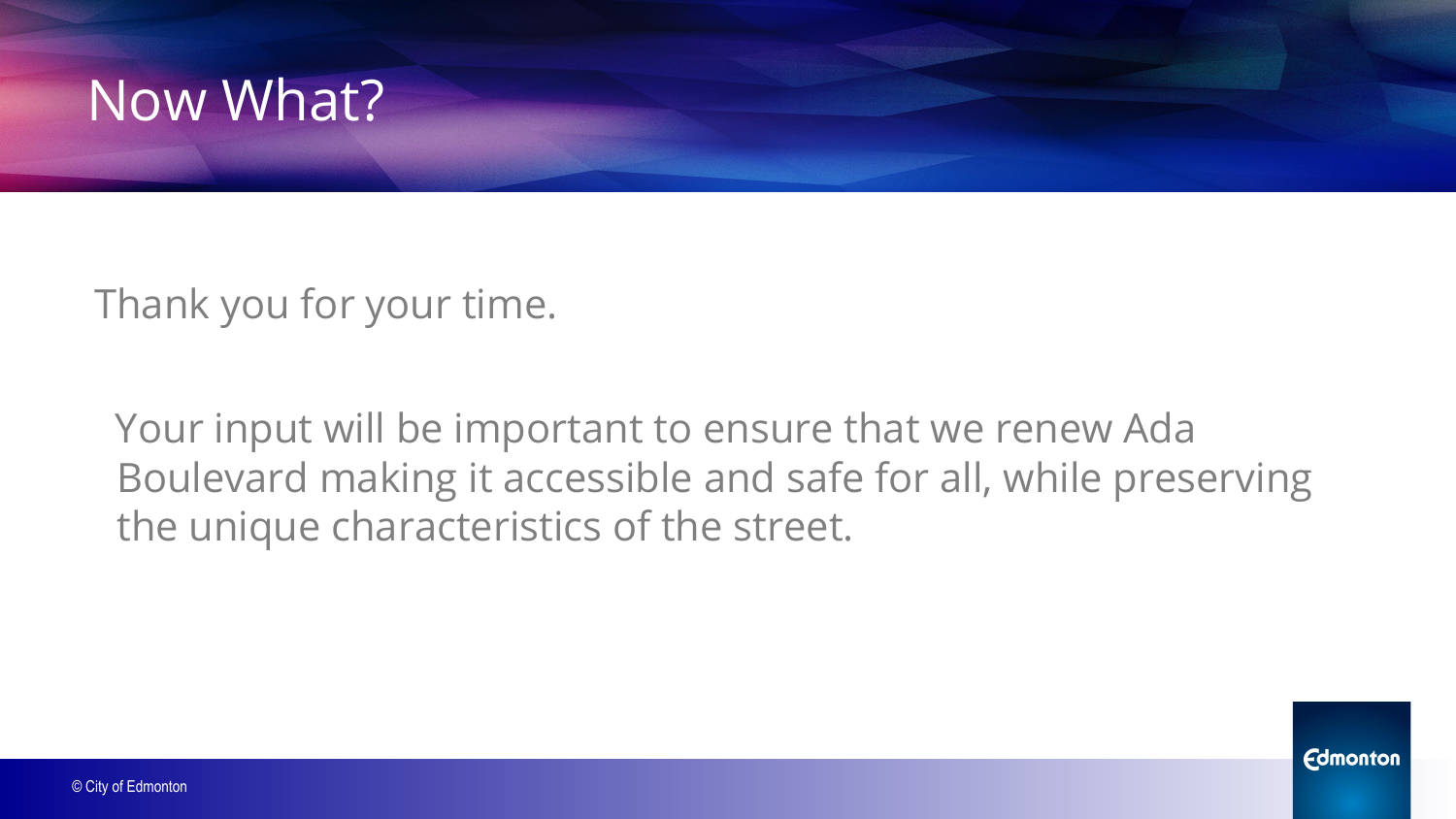# Now What?

Thank you for your time.

Your input will be important to ensure that we renew Ada Boulevard making it accessible and safe for all, while preserving the unique characteristics of the street.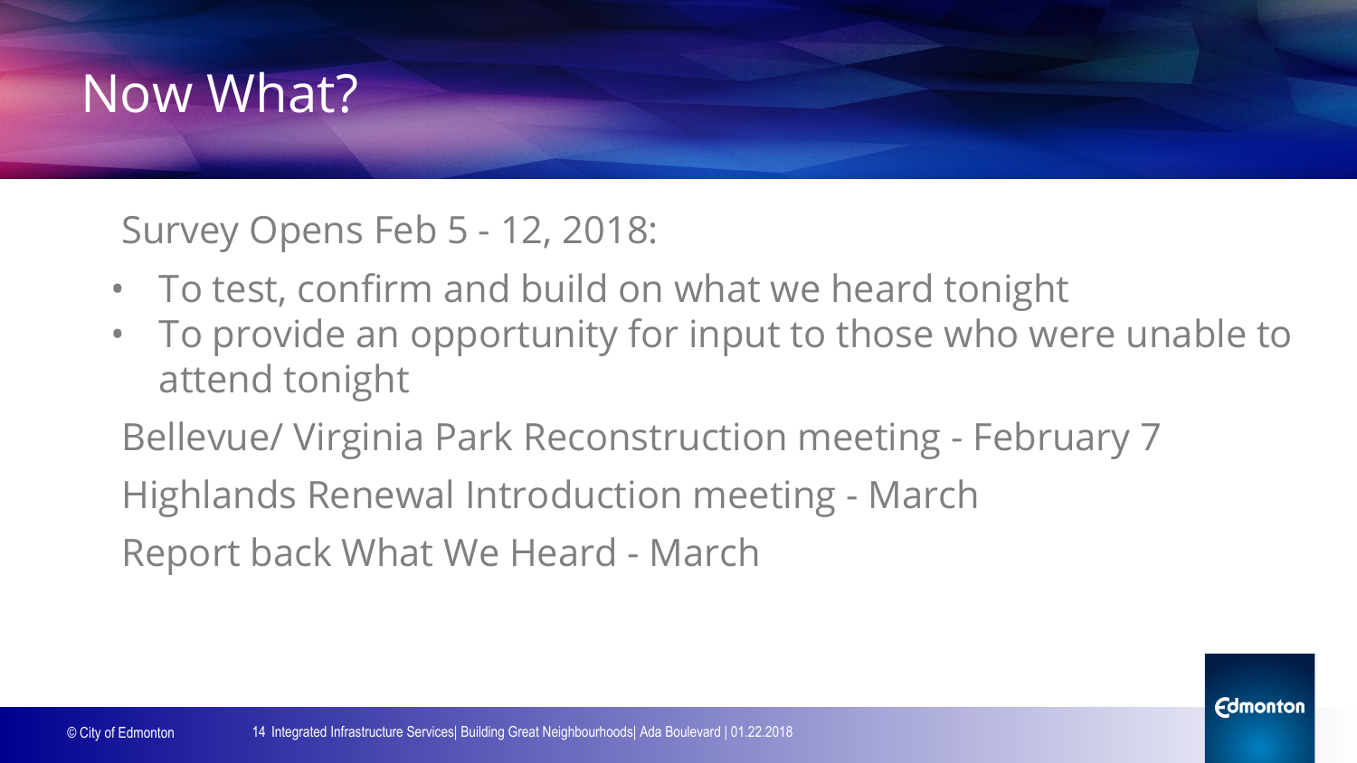# Now What?

Survey Opens Feb 5 - 12, 2018:

- To test, confirm and build on what we heard tonight
- To provide an opportunity for input to those who were unable to attend tonight

Bellevue/ Virginia Park Reconstruction meeting - February 7

Highlands Renewal Introduction meeting - March

Report back What We Heard - March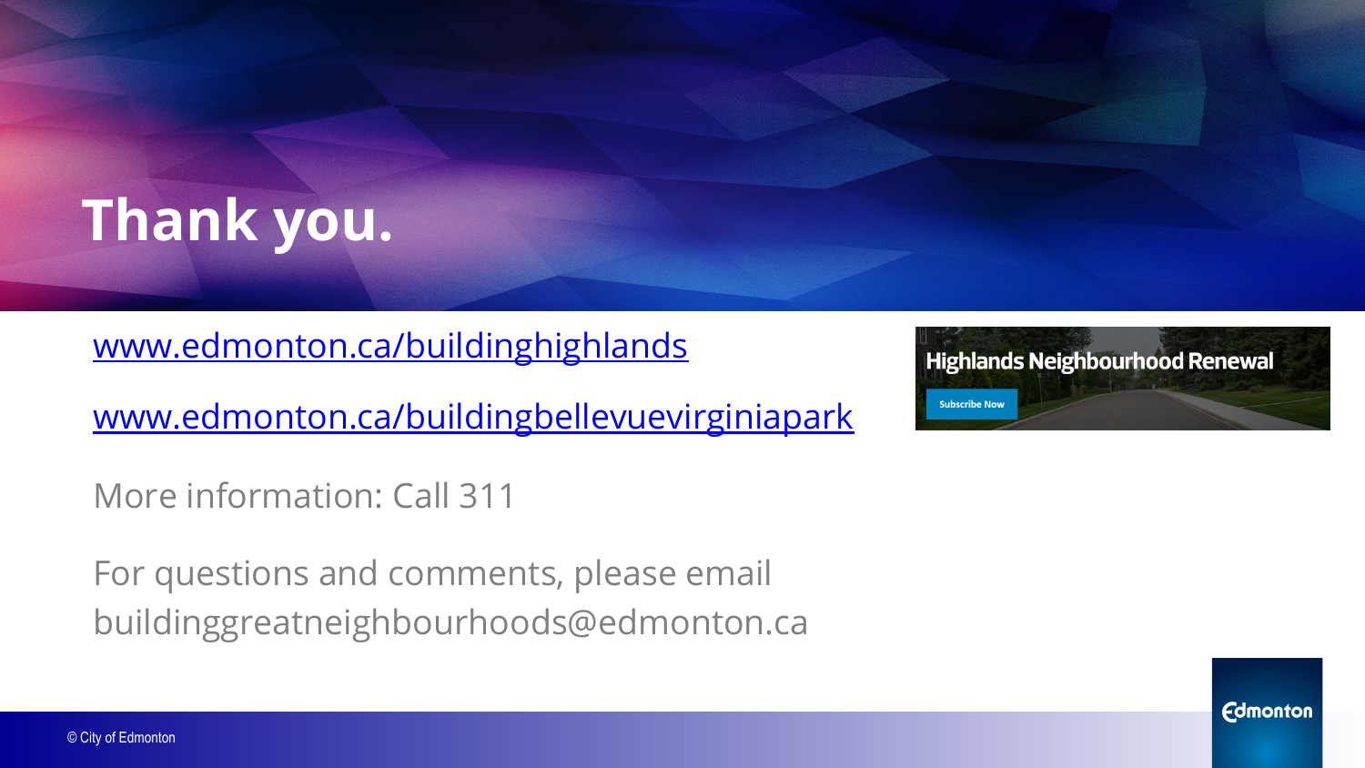# Thank you.

[www.edmonton.ca/buildinghighlands](http://www.edmonton.ca/buildinghighlands)

[www.edmonton.ca/buildingbellevuevirginiapark](http://www.edmonton.ca/buildingbellevuevirginiapark)

Highlands Neighbourhood Renewal

Subscribe Now

More information: Call 311

For questions and comments, please email buildinggreatneighbourhoods@edmonton.ca

© City of Edmonton